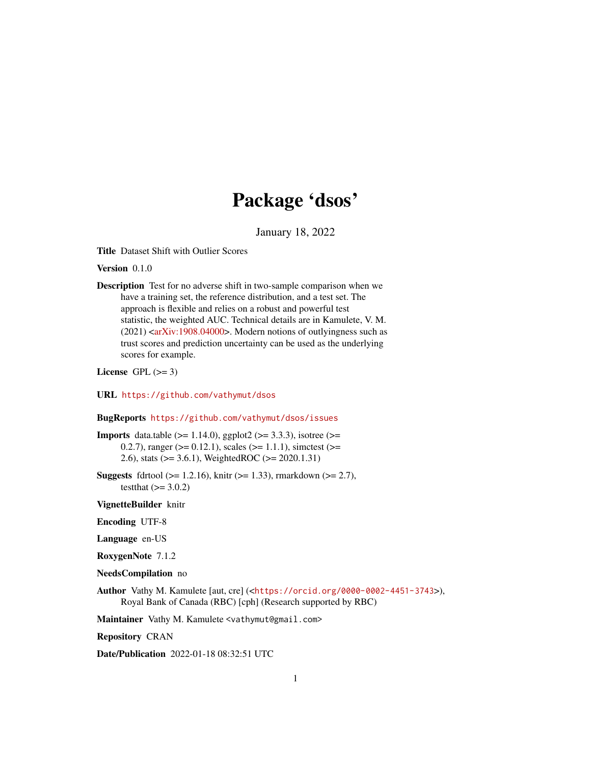# Package 'dsos'

January 18, 2022

**Title** Dataset Shift with Outlier Scores

**Version** 0.1.0

**Description** Test for no adverse shift in two-sample comparison when we have a training set, the reference distribution, and a test set. The approach is flexible and relies on a robust and powerful test statistic, the weighted AUC. Technical details are in Kamulete, V. M. (2021) <arXiv:1908.04000>. Modern notions of outlyingness such as trust scores and prediction uncertainty can be used as the underlying scores for example.

**License** GPL (>= 3)

**URL** https://github.com/vathymut/dsos

**BugReports** https://github.com/vathymut/dsos/issues

**Imports** data.table (>= 1.14.0), ggplot2 (>= 3.3.3), isotree (>= 0.2.7), ranger (>= 0.12.1), scales (>= 1.1.1), simctest (>= 2.6), stats (>= 3.6.1), WeightedROC (>= 2020.1.31)

**Suggests** fdrtool (>= 1.2.16), knitr (>= 1.33), rmarkdown (>= 2.7), testthat (>= 3.0.2)

**VignetteBuilder** knitr

**Encoding** UTF-8

**Language** en-US

**RoxygenNote** 7.1.2

**NeedsCompilation** no

**Author** Vathy M. Kamulete [aut, cre] (<https://orcid.org/0000-0002-4451-3743>), Royal Bank of Canada (RBC) [cph] (Research supported by RBC)

**Maintainer** Vathy M. Kamulete <vathymut@gmail.com>

**Repository** CRAN

**Date/Publication** 2022-01-18 08:32:51 UTC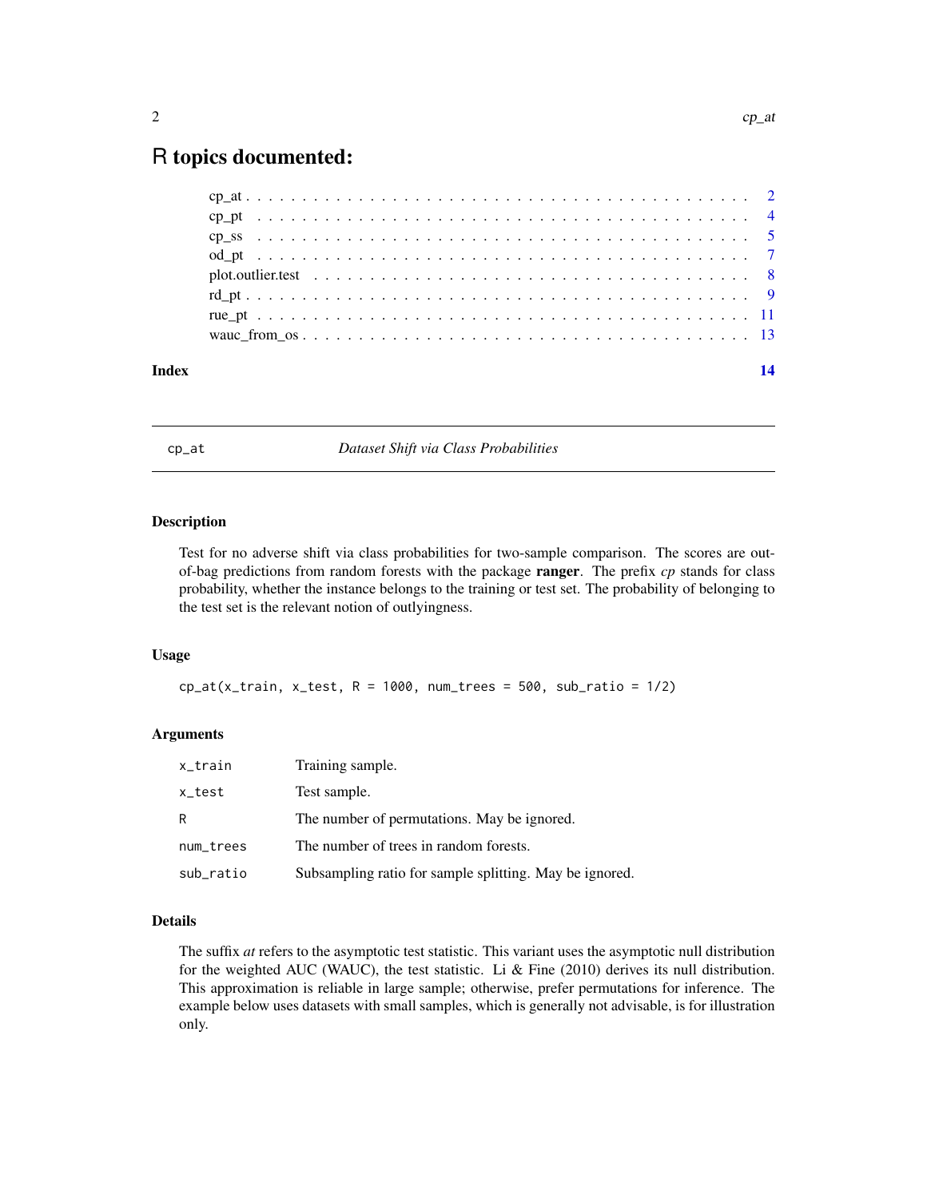# R topics documented:

| | |
|---|---|
| cp_at | 2 |
| cp_pt | 4 |
| cp_ss | 5 |
| od_pt | 7 |
| plot.outlier.test | 8 |
| rd_pt | 9 |
| rue_pt | 11 |
| wauc_from_os | 13 |
| **Index** | **14** |

---

## cp_at — *Dataset Shift via Class Probabilities*

### Description

Test for no adverse shift via class probabilities for two-sample comparison. The scores are out-of-bag predictions from random forests with the package **ranger**. The prefix *cp* stands for class probability, whether the instance belongs to the training or test set. The probability of belonging to the test set is the relevant notion of outlyingness.

### Usage

```
cp_at(x_train, x_test, R = 1000, num_trees = 500, sub_ratio = 1/2)
```

### Arguments

| | |
|---|---|
| `x_train` | Training sample. |
| `x_test` | Test sample. |
| `R` | The number of permutations. May be ignored. |
| `num_trees` | The number of trees in random forests. |
| `sub_ratio` | Subsampling ratio for sample splitting. May be ignored. |

### Details

The suffix *at* refers to the asymptotic test statistic. This variant uses the asymptotic null distribution for the weighted AUC (WAUC), the test statistic. Li & Fine (2010) derives its null distribution. This approximation is reliable in large sample; otherwise, prefer permutations for inference. The example below uses datasets with small samples, which is generally not advisable, is for illustration only.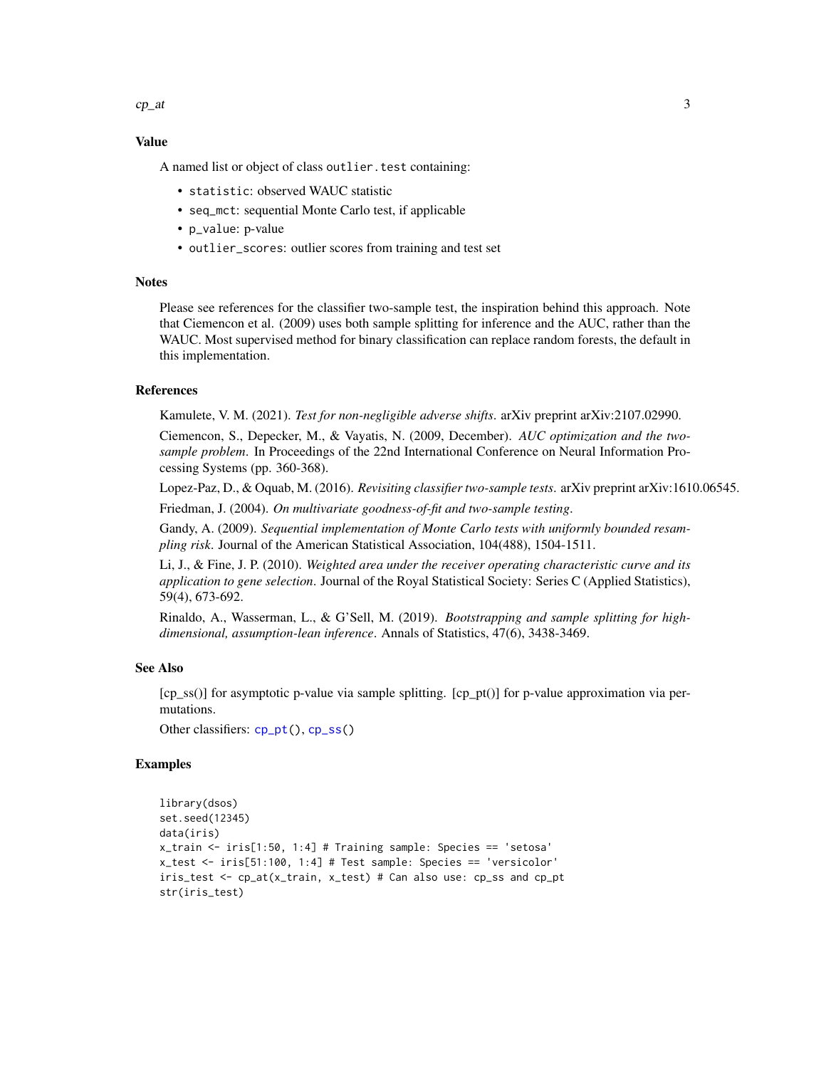## Value

A named list or object of class `outlier.test` containing:

- `statistic`: observed WAUC statistic
- `seq_mct`: sequential Monte Carlo test, if applicable
- `p_value`: p-value
- `outlier_scores`: outlier scores from training and test set

## Notes

Please see references for the classifier two-sample test, the inspiration behind this approach. Note that Ciemencon et al. (2009) uses both sample splitting for inference and the AUC, rather than the WAUC. Most supervised method for binary classification can replace random forests, the default in this implementation.

## References

Kamulete, V. M. (2021). *Test for non-negligible adverse shifts*. arXiv preprint arXiv:2107.02990.

Ciemencon, S., Depecker, M., & Vayatis, N. (2009, December). *AUC optimization and the two-sample problem*. In Proceedings of the 22nd International Conference on Neural Information Processing Systems (pp. 360-368).

Lopez-Paz, D., & Oquab, M. (2016). *Revisiting classifier two-sample tests*. arXiv preprint arXiv:1610.06545.

Friedman, J. (2004). *On multivariate goodness-of-fit and two-sample testing*.

Gandy, A. (2009). *Sequential implementation of Monte Carlo tests with uniformly bounded resampling risk*. Journal of the American Statistical Association, 104(488), 1504-1511.

Li, J., & Fine, J. P. (2010). *Weighted area under the receiver operating characteristic curve and its application to gene selection*. Journal of the Royal Statistical Society: Series C (Applied Statistics), 59(4), 673-692.

Rinaldo, A., Wasserman, L., & G'Sell, M. (2019). *Bootstrapping and sample splitting for high-dimensional, assumption-lean inference*. Annals of Statistics, 47(6), 3438-3469.

## See Also

[cp_ss()] for asymptotic p-value via sample splitting. [cp_pt()] for p-value approximation via permutations.

Other classifiers: `cp_pt()`, `cp_ss()`

## Examples

```
library(dsos)
set.seed(12345)
data(iris)
x_train <- iris[1:50, 1:4] # Training sample: Species == 'setosa'
x_test <- iris[51:100, 1:4] # Test sample: Species == 'versicolor'
iris_test <- cp_at(x_train, x_test) # Can also use: cp_ss and cp_pt
str(iris_test)
```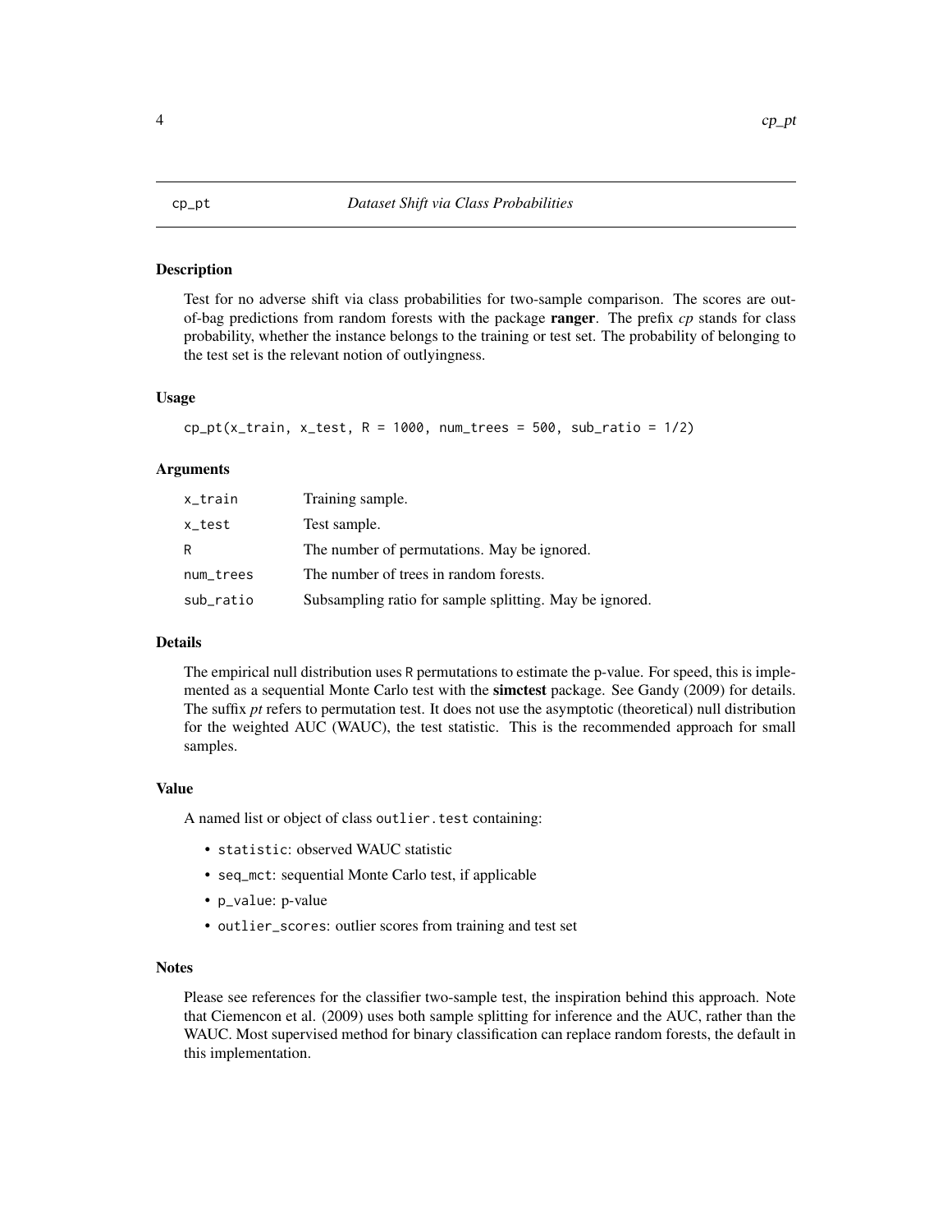cp_pt *Dataset Shift via Class Probabilities*

## Description

Test for no adverse shift via class probabilities for two-sample comparison. The scores are out-of-bag predictions from random forests with the package **ranger**. The prefix *cp* stands for class probability, whether the instance belongs to the training or test set. The probability of belonging to the test set is the relevant notion of outlyingness.

## Usage

```
cp_pt(x_train, x_test, R = 1000, num_trees = 500, sub_ratio = 1/2)
```

## Arguments

| | |
|---|---|
| x_train | Training sample. |
| x_test | Test sample. |
| R | The number of permutations. May be ignored. |
| num_trees | The number of trees in random forests. |
| sub_ratio | Subsampling ratio for sample splitting. May be ignored. |

## Details

The empirical null distribution uses R permutations to estimate the p-value. For speed, this is implemented as a sequential Monte Carlo test with the **simctest** package. See Gandy (2009) for details. The suffix *pt* refers to permutation test. It does not use the asymptotic (theoretical) null distribution for the weighted AUC (WAUC), the test statistic. This is the recommended approach for small samples.

## Value

A named list or object of class outlier.test containing:

- statistic: observed WAUC statistic
- seq_mct: sequential Monte Carlo test, if applicable
- p_value: p-value
- outlier_scores: outlier scores from training and test set

## Notes

Please see references for the classifier two-sample test, the inspiration behind this approach. Note that Ciemencon et al. (2009) uses both sample splitting for inference and the AUC, rather than the WAUC. Most supervised method for binary classification can replace random forests, the default in this implementation.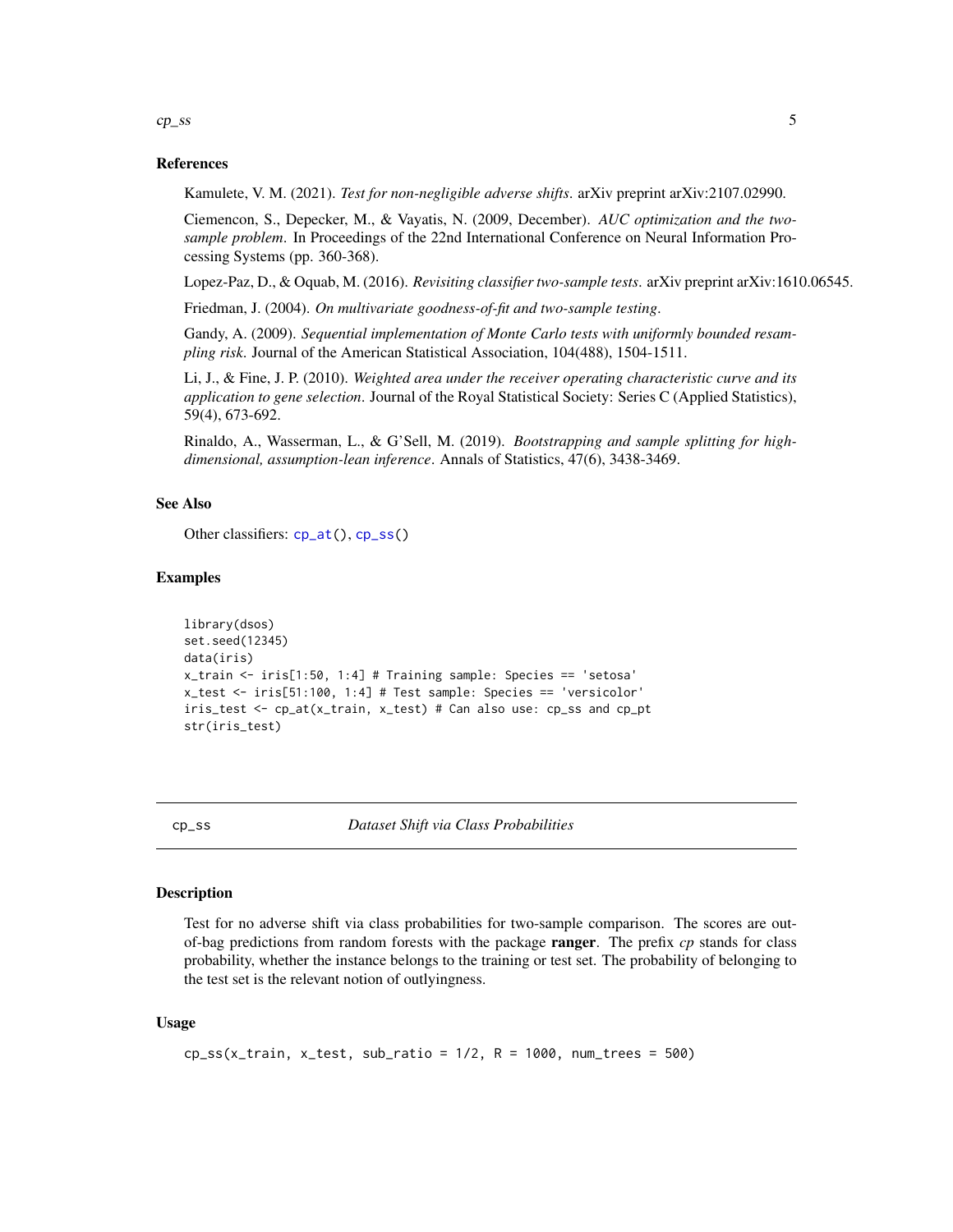### References

Kamulete, V. M. (2021). *Test for non-negligible adverse shifts*. arXiv preprint arXiv:2107.02990.

Ciemencon, S., Depecker, M., & Vayatis, N. (2009, December). *AUC optimization and the two-sample problem*. In Proceedings of the 22nd International Conference on Neural Information Processing Systems (pp. 360-368).

Lopez-Paz, D., & Oquab, M. (2016). *Revisiting classifier two-sample tests*. arXiv preprint arXiv:1610.06545.

Friedman, J. (2004). *On multivariate goodness-of-fit and two-sample testing*.

Gandy, A. (2009). *Sequential implementation of Monte Carlo tests with uniformly bounded resampling risk*. Journal of the American Statistical Association, 104(488), 1504-1511.

Li, J., & Fine, J. P. (2010). *Weighted area under the receiver operating characteristic curve and its application to gene selection*. Journal of the Royal Statistical Society: Series C (Applied Statistics), 59(4), 673-692.

Rinaldo, A., Wasserman, L., & G'Sell, M. (2019). *Bootstrapping and sample splitting for high-dimensional, assumption-lean inference*. Annals of Statistics, 47(6), 3438-3469.

### See Also

Other classifiers: `cp_at()`, `cp_ss()`

### Examples

```
library(dsos)
set.seed(12345)
data(iris)
x_train <- iris[1:50, 1:4] # Training sample: Species == 'setosa'
x_test <- iris[51:100, 1:4] # Test sample: Species == 'versicolor'
iris_test <- cp_at(x_train, x_test) # Can also use: cp_ss and cp_pt
str(iris_test)
```

---

## cp_ss — *Dataset Shift via Class Probabilities*

### Description

Test for no adverse shift via class probabilities for two-sample comparison. The scores are out-of-bag predictions from random forests with the package **ranger**. The prefix *cp* stands for class probability, whether the instance belongs to the training or test set. The probability of belonging to the test set is the relevant notion of outlyingness.

### Usage

```
cp_ss(x_train, x_test, sub_ratio = 1/2, R = 1000, num_trees = 500)
```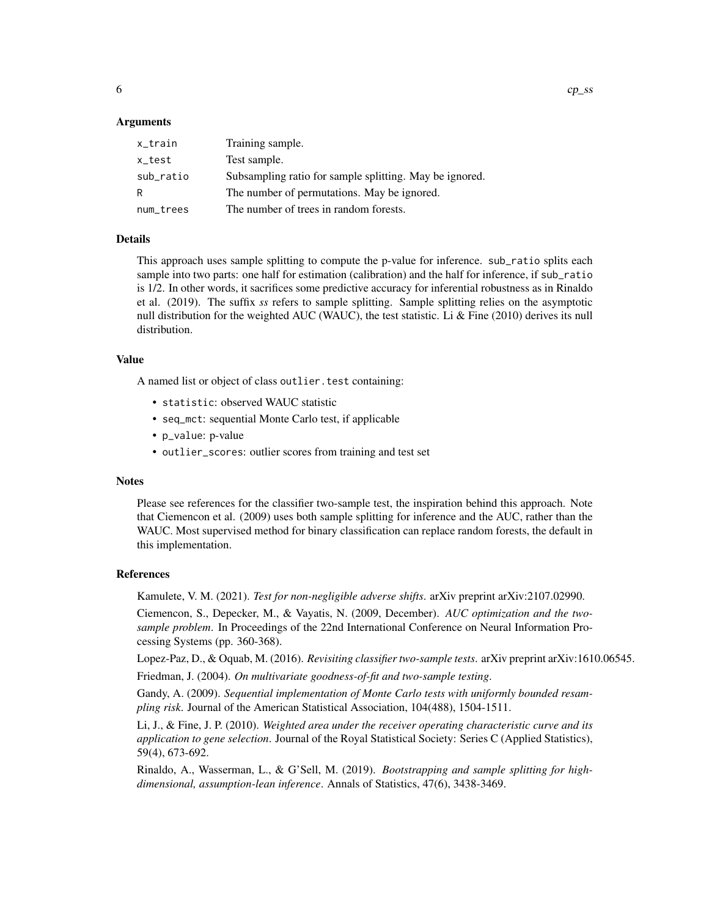## Arguments

| | |
|---|---|
| x_train | Training sample. |
| x_test | Test sample. |
| sub_ratio | Subsampling ratio for sample splitting. May be ignored. |
| R | The number of permutations. May be ignored. |
| num_trees | The number of trees in random forests. |

## Details

This approach uses sample splitting to compute the p-value for inference. sub_ratio splits each sample into two parts: one half for estimation (calibration) and the half for inference, if sub_ratio is 1/2. In other words, it sacrifices some predictive accuracy for inferential robustness as in Rinaldo et al. (2019). The suffix *ss* refers to sample splitting. Sample splitting relies on the asymptotic null distribution for the weighted AUC (WAUC), the test statistic. Li & Fine (2010) derives its null distribution.

## Value

A named list or object of class outlier.test containing:

- statistic: observed WAUC statistic
- seq_mct: sequential Monte Carlo test, if applicable
- p_value: p-value
- outlier_scores: outlier scores from training and test set

## Notes

Please see references for the classifier two-sample test, the inspiration behind this approach. Note that Ciemencon et al. (2009) uses both sample splitting for inference and the AUC, rather than the WAUC. Most supervised method for binary classification can replace random forests, the default in this implementation.

## References

Kamulete, V. M. (2021). *Test for non-negligible adverse shifts*. arXiv preprint arXiv:2107.02990.

Ciemencon, S., Depecker, M., & Vayatis, N. (2009, December). *AUC optimization and the two-sample problem*. In Proceedings of the 22nd International Conference on Neural Information Processing Systems (pp. 360-368).

Lopez-Paz, D., & Oquab, M. (2016). *Revisiting classifier two-sample tests*. arXiv preprint arXiv:1610.06545.

Friedman, J. (2004). *On multivariate goodness-of-fit and two-sample testing*.

Gandy, A. (2009). *Sequential implementation of Monte Carlo tests with uniformly bounded resampling risk*. Journal of the American Statistical Association, 104(488), 1504-1511.

Li, J., & Fine, J. P. (2010). *Weighted area under the receiver operating characteristic curve and its application to gene selection*. Journal of the Royal Statistical Society: Series C (Applied Statistics), 59(4), 673-692.

Rinaldo, A., Wasserman, L., & G'Sell, M. (2019). *Bootstrapping and sample splitting for high-dimensional, assumption-lean inference*. Annals of Statistics, 47(6), 3438-3469.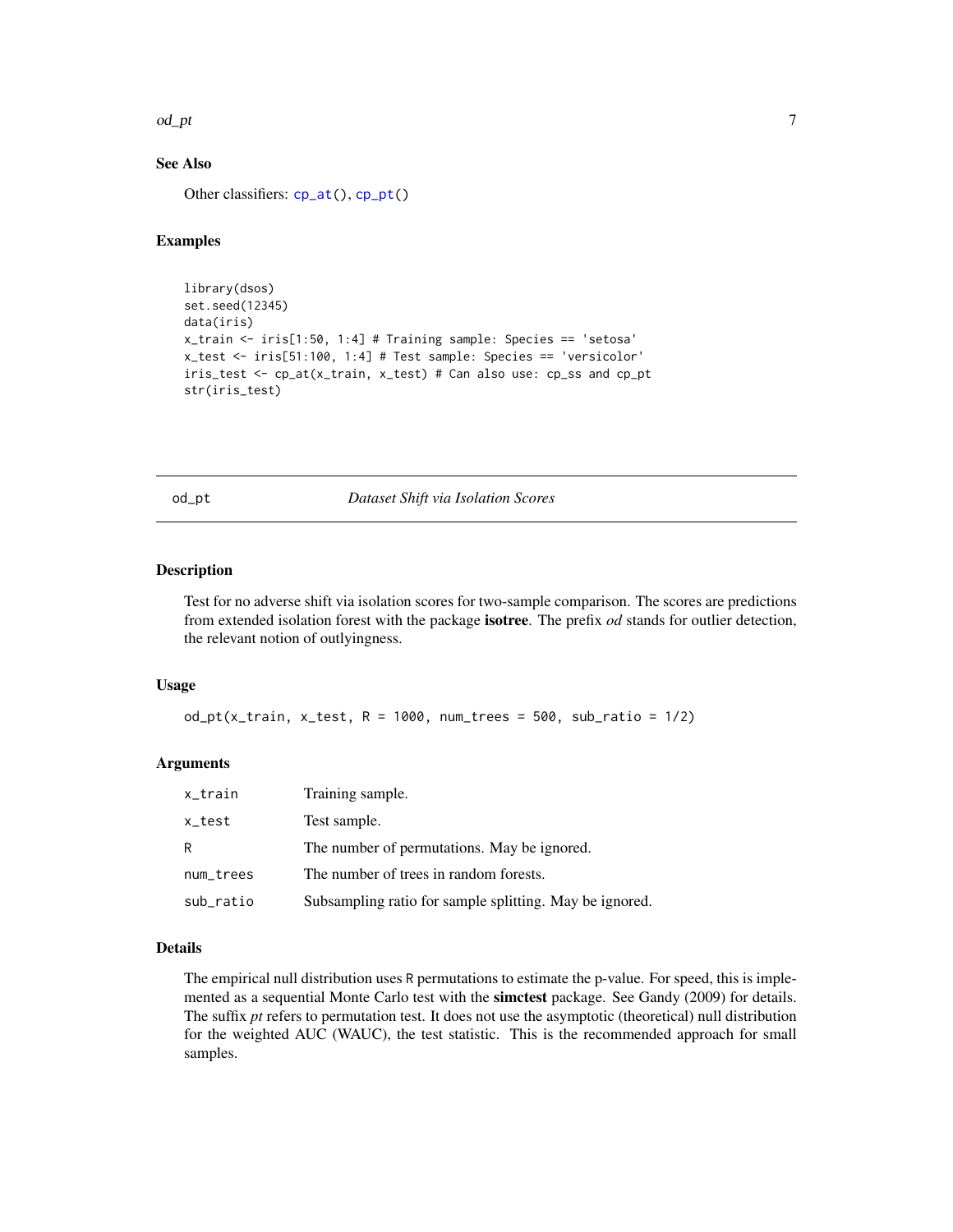### See Also

Other classifiers: `cp_at()`, `cp_pt()`

### Examples

```
library(dsos)
set.seed(12345)
data(iris)
x_train <- iris[1:50, 1:4] # Training sample: Species == 'setosa'
x_test <- iris[51:100, 1:4] # Test sample: Species == 'versicolor'
iris_test <- cp_at(x_train, x_test) # Can also use: cp_ss and cp_pt
str(iris_test)
```

---

## od_pt — *Dataset Shift via Isolation Scores*

### Description

Test for no adverse shift via isolation scores for two-sample comparison. The scores are predictions from extended isolation forest with the package **isotree**. The prefix *od* stands for outlier detection, the relevant notion of outlyingness.

### Usage

```
od_pt(x_train, x_test, R = 1000, num_trees = 500, sub_ratio = 1/2)
```

### Arguments

| | |
|---|---|
| `x_train` | Training sample. |
| `x_test` | Test sample. |
| `R` | The number of permutations. May be ignored. |
| `num_trees` | The number of trees in random forests. |
| `sub_ratio` | Subsampling ratio for sample splitting. May be ignored. |

### Details

The empirical null distribution uses `R` permutations to estimate the p-value. For speed, this is implemented as a sequential Monte Carlo test with the **simctest** package. See Gandy (2009) for details. The suffix *pt* refers to permutation test. It does not use the asymptotic (theoretical) null distribution for the weighted AUC (WAUC), the test statistic. This is the recommended approach for small samples.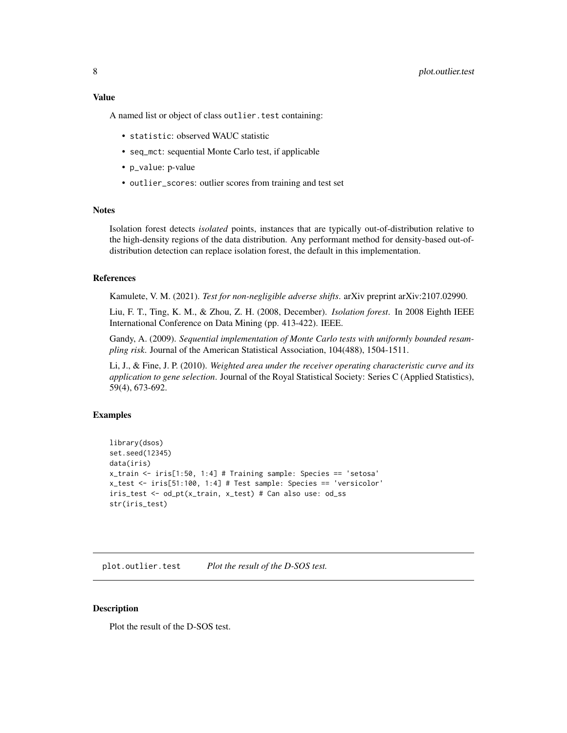### Value

A named list or object of class `outlier.test` containing:

- `statistic`: observed WAUC statistic
- `seq_mct`: sequential Monte Carlo test, if applicable
- `p_value`: p-value
- `outlier_scores`: outlier scores from training and test set

### Notes

Isolation forest detects *isolated* points, instances that are typically out-of-distribution relative to the high-density regions of the data distribution. Any performant method for density-based out-of-distribution detection can replace isolation forest, the default in this implementation.

### References

Kamulete, V. M. (2021). *Test for non-negligible adverse shifts*. arXiv preprint arXiv:2107.02990.

Liu, F. T., Ting, K. M., & Zhou, Z. H. (2008, December). *Isolation forest*. In 2008 Eighth IEEE International Conference on Data Mining (pp. 413-422). IEEE.

Gandy, A. (2009). *Sequential implementation of Monte Carlo tests with uniformly bounded resampling risk*. Journal of the American Statistical Association, 104(488), 1504-1511.

Li, J., & Fine, J. P. (2010). *Weighted area under the receiver operating characteristic curve and its application to gene selection*. Journal of the Royal Statistical Society: Series C (Applied Statistics), 59(4), 673-692.

### Examples

```
library(dsos)
set.seed(12345)
data(iris)
x_train <- iris[1:50, 1:4] # Training sample: Species == 'setosa'
x_test <- iris[51:100, 1:4] # Test sample: Species == 'versicolor'
iris_test <- od_pt(x_train, x_test) # Can also use: od_ss
str(iris_test)
```

---

## plot.outlier.test *Plot the result of the D-SOS test.*

---

### Description

Plot the result of the D-SOS test.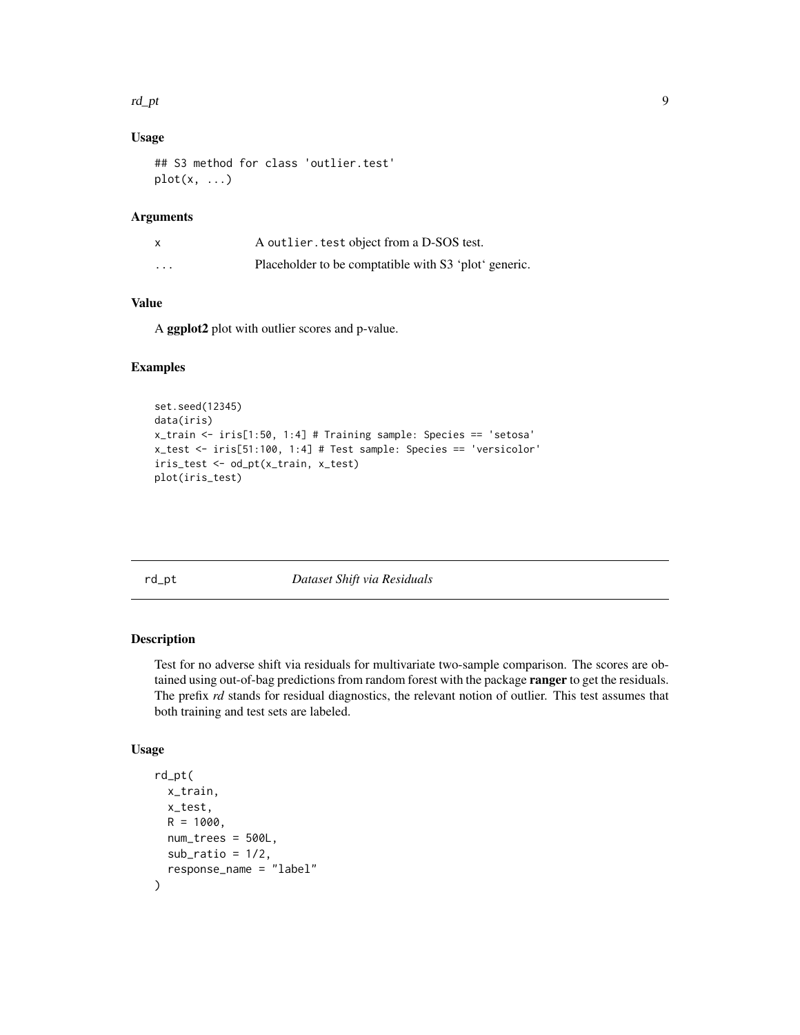### Usage

```
## S3 method for class 'outlier.test'
plot(x, ...)
```

### Arguments

| | |
|---|---|
| x | A `outlier.test` object from a D-SOS test. |
| ... | Placeholder to be comptatible with S3 'plot' generic. |

### Value

A **ggplot2** plot with outlier scores and p-value.

### Examples

```
set.seed(12345)
data(iris)
x_train <- iris[1:50, 1:4] # Training sample: Species == 'setosa'
x_test <- iris[51:100, 1:4] # Test sample: Species == 'versicolor'
iris_test <- od_pt(x_train, x_test)
plot(iris_test)
```

---

## rd_pt — *Dataset Shift via Residuals*

### Description

Test for no adverse shift via residuals for multivariate two-sample comparison. The scores are obtained using out-of-bag predictions from random forest with the package **ranger** to get the residuals. The prefix *rd* stands for residual diagnostics, the relevant notion of outlier. This test assumes that both training and test sets are labeled.

### Usage

```
rd_pt(
  x_train,
  x_test,
  R = 1000,
  num_trees = 500L,
  sub_ratio = 1/2,
  response_name = "label"
)
```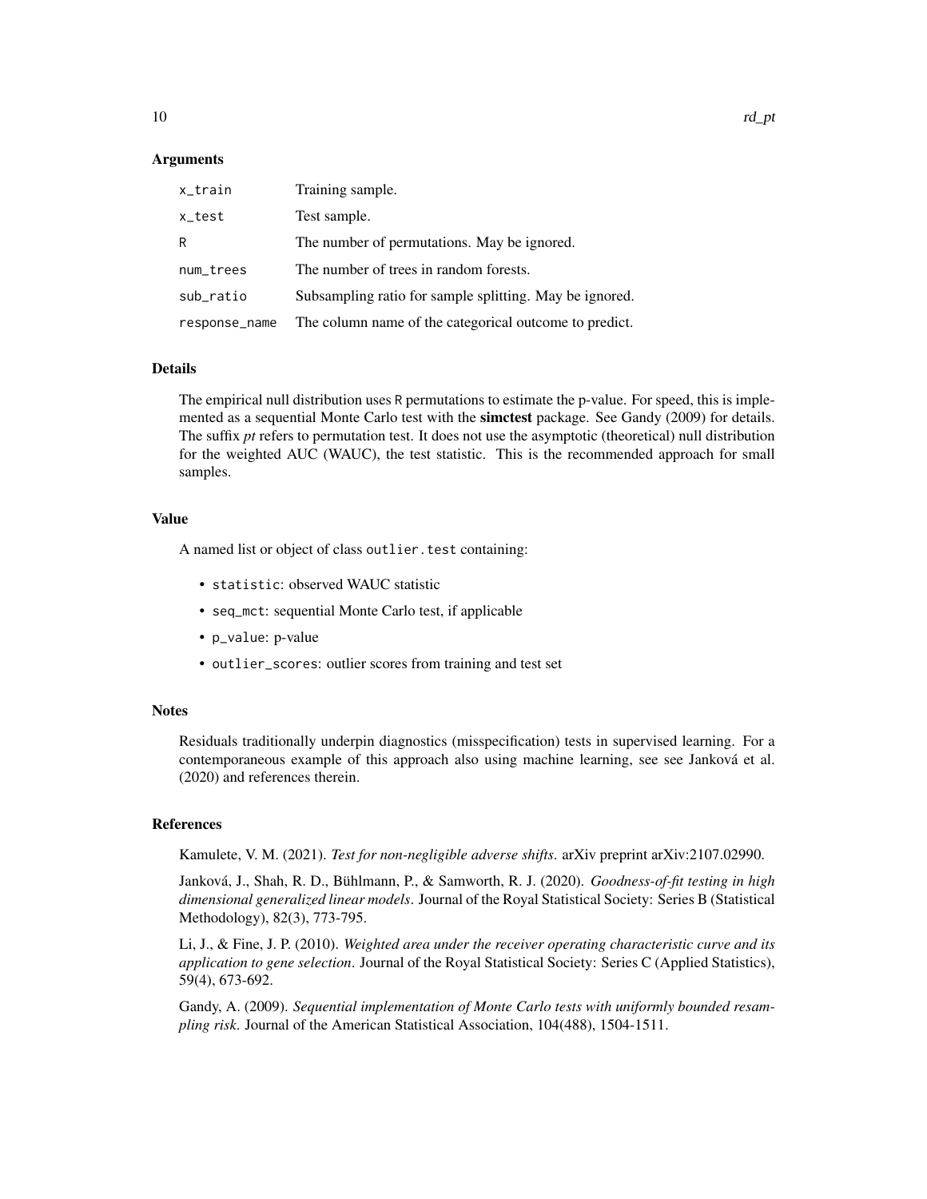### Arguments

| | |
|---|---|
| x_train | Training sample. |
| x_test | Test sample. |
| R | The number of permutations. May be ignored. |
| num_trees | The number of trees in random forests. |
| sub_ratio | Subsampling ratio for sample splitting. May be ignored. |
| response_name | The column name of the categorical outcome to predict. |

### Details

The empirical null distribution uses R permutations to estimate the p-value. For speed, this is implemented as a sequential Monte Carlo test with the **simctest** package. See Gandy (2009) for details. The suffix *pt* refers to permutation test. It does not use the asymptotic (theoretical) null distribution for the weighted AUC (WAUC), the test statistic. This is the recommended approach for small samples.

### Value

A named list or object of class `outlier.test` containing:

- `statistic`: observed WAUC statistic
- `seq_mct`: sequential Monte Carlo test, if applicable
- `p_value`: p-value
- `outlier_scores`: outlier scores from training and test set

### Notes

Residuals traditionally underpin diagnostics (misspecification) tests in supervised learning. For a contemporaneous example of this approach also using machine learning, see see Janková et al. (2020) and references therein.

### References

Kamulete, V. M. (2021). *Test for non-negligible adverse shifts*. arXiv preprint arXiv:2107.02990.

Janková, J., Shah, R. D., Bühlmann, P., & Samworth, R. J. (2020). *Goodness-of-fit testing in high dimensional generalized linear models*. Journal of the Royal Statistical Society: Series B (Statistical Methodology), 82(3), 773-795.

Li, J., & Fine, J. P. (2010). *Weighted area under the receiver operating characteristic curve and its application to gene selection*. Journal of the Royal Statistical Society: Series C (Applied Statistics), 59(4), 673-692.

Gandy, A. (2009). *Sequential implementation of Monte Carlo tests with uniformly bounded resampling risk*. Journal of the American Statistical Association, 104(488), 1504-1511.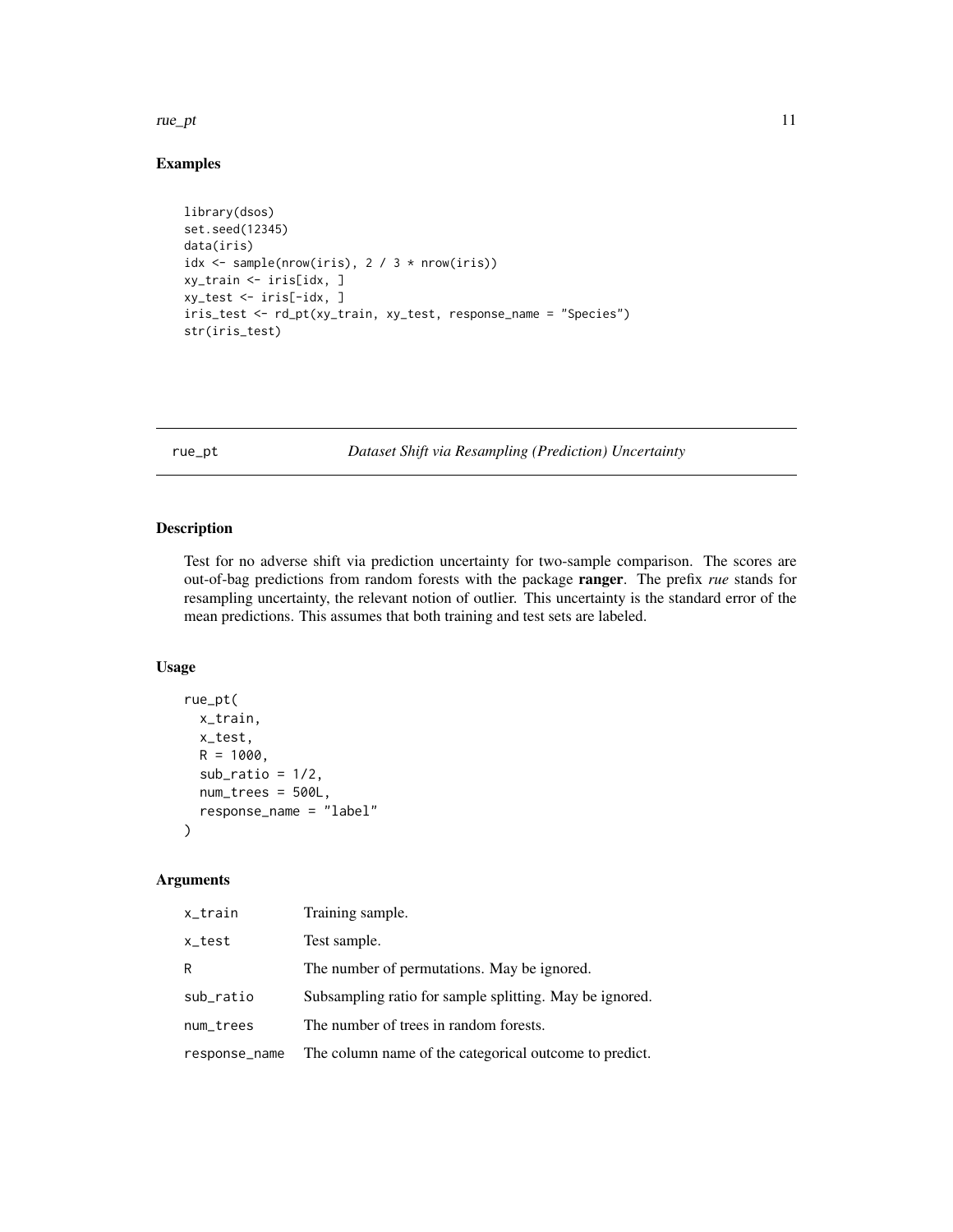## Examples

```
library(dsos)
set.seed(12345)
data(iris)
idx <- sample(nrow(iris), 2 / 3 * nrow(iris))
xy_train <- iris[idx, ]
xy_test <- iris[-idx, ]
iris_test <- rd_pt(xy_train, xy_test, response_name = "Species")
str(iris_test)
```

---

# rue_pt — *Dataset Shift via Resampling (Prediction) Uncertainty*

## Description

Test for no adverse shift via prediction uncertainty for two-sample comparison. The scores are out-of-bag predictions from random forests with the package **ranger**. The prefix *rue* stands for resampling uncertainty, the relevant notion of outlier. This uncertainty is the standard error of the mean predictions. This assumes that both training and test sets are labeled.

## Usage

```
rue_pt(
  x_train,
  x_test,
  R = 1000,
  sub_ratio = 1/2,
  num_trees = 500L,
  response_name = "label"
)
```

## Arguments

| | |
|---|---|
| x_train | Training sample. |
| x_test | Test sample. |
| R | The number of permutations. May be ignored. |
| sub_ratio | Subsampling ratio for sample splitting. May be ignored. |
| num_trees | The number of trees in random forests. |
| response_name | The column name of the categorical outcome to predict. |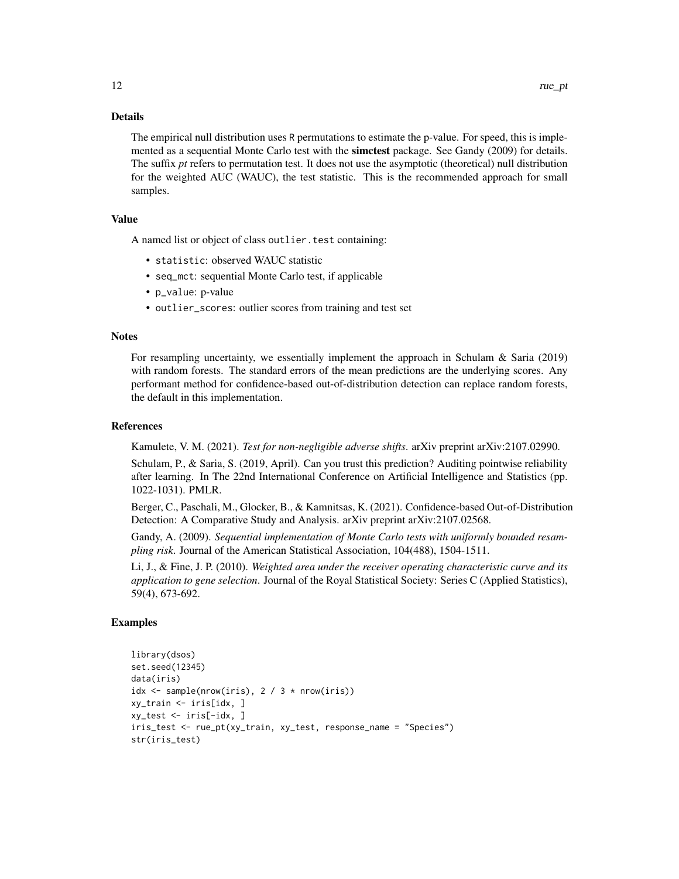## Details

The empirical null distribution uses `R` permutations to estimate the p-value. For speed, this is implemented as a sequential Monte Carlo test with the **simctest** package. See Gandy (2009) for details. The suffix *pt* refers to permutation test. It does not use the asymptotic (theoretical) null distribution for the weighted AUC (WAUC), the test statistic. This is the recommended approach for small samples.

## Value

A named list or object of class `outlier.test` containing:

- `statistic`: observed WAUC statistic
- `seq_mct`: sequential Monte Carlo test, if applicable
- `p_value`: p-value
- `outlier_scores`: outlier scores from training and test set

## Notes

For resampling uncertainty, we essentially implement the approach in Schulam & Saria (2019) with random forests. The standard errors of the mean predictions are the underlying scores. Any performant method for confidence-based out-of-distribution detection can replace random forests, the default in this implementation.

## References

Kamulete, V. M. (2021). *Test for non-negligible adverse shifts*. arXiv preprint arXiv:2107.02990.

Schulam, P., & Saria, S. (2019, April). Can you trust this prediction? Auditing pointwise reliability after learning. In The 22nd International Conference on Artificial Intelligence and Statistics (pp. 1022-1031). PMLR.

Berger, C., Paschali, M., Glocker, B., & Kamnitsas, K. (2021). Confidence-based Out-of-Distribution Detection: A Comparative Study and Analysis. arXiv preprint arXiv:2107.02568.

Gandy, A. (2009). *Sequential implementation of Monte Carlo tests with uniformly bounded resampling risk*. Journal of the American Statistical Association, 104(488), 1504-1511.

Li, J., & Fine, J. P. (2010). *Weighted area under the receiver operating characteristic curve and its application to gene selection*. Journal of the Royal Statistical Society: Series C (Applied Statistics), 59(4), 673-692.

## Examples

```
library(dsos)
set.seed(12345)
data(iris)
idx <- sample(nrow(iris), 2 / 3 * nrow(iris))
xy_train <- iris[idx, ]
xy_test <- iris[-idx, ]
iris_test <- rue_pt(xy_train, xy_test, response_name = "Species")
str(iris_test)
```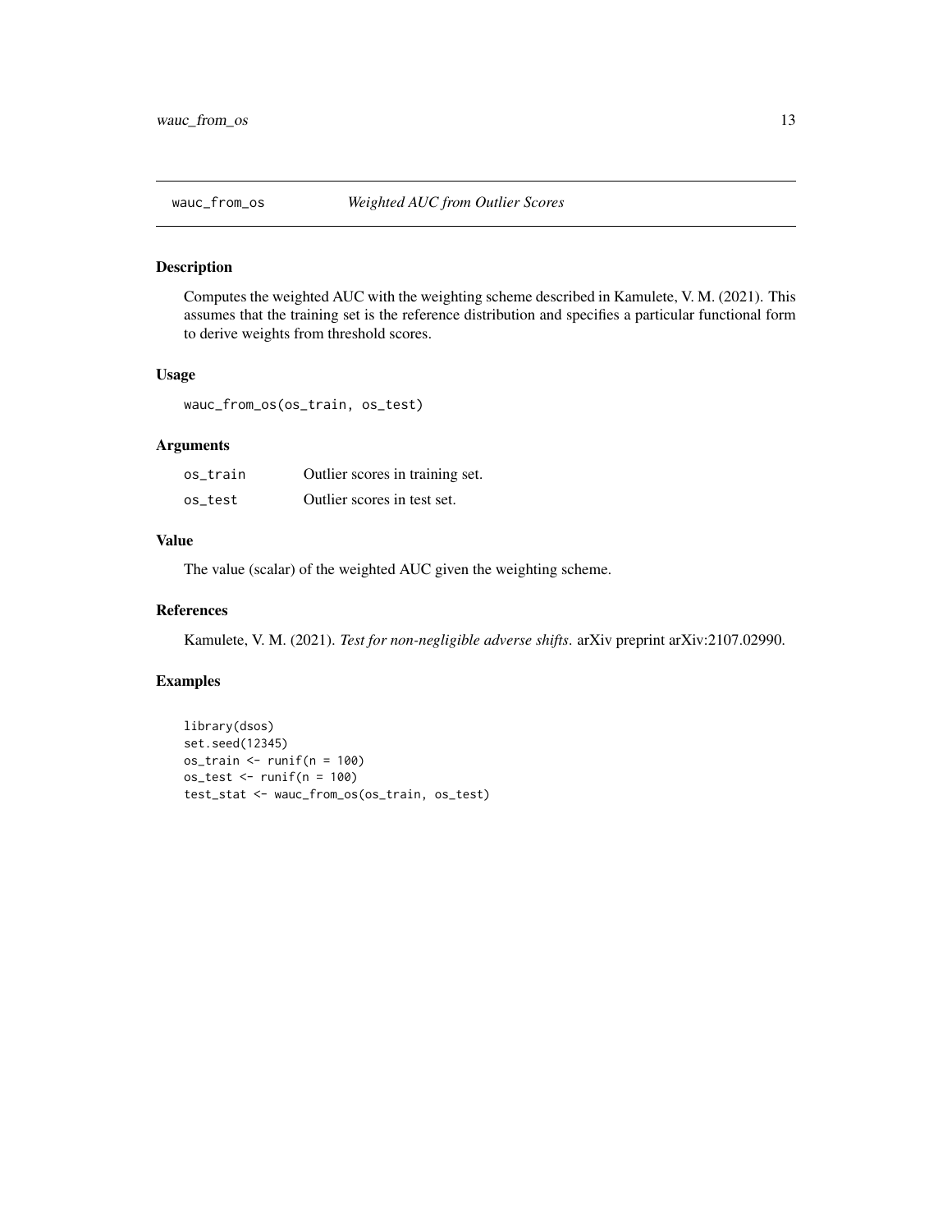# wauc_from_os — *Weighted AUC from Outlier Scores*

## Description

Computes the weighted AUC with the weighting scheme described in Kamulete, V. M. (2021). This assumes that the training set is the reference distribution and specifies a particular functional form to derive weights from threshold scores.

## Usage

```
wauc_from_os(os_train, os_test)
```

## Arguments

| | |
|---|---|
| `os_train` | Outlier scores in training set. |
| `os_test` | Outlier scores in test set. |

## Value

The value (scalar) of the weighted AUC given the weighting scheme.

## References

Kamulete, V. M. (2021). *Test for non-negligible adverse shifts*. arXiv preprint arXiv:2107.02990.

## Examples

```
library(dsos)
set.seed(12345)
os_train <- runif(n = 100)
os_test <- runif(n = 100)
test_stat <- wauc_from_os(os_train, os_test)
```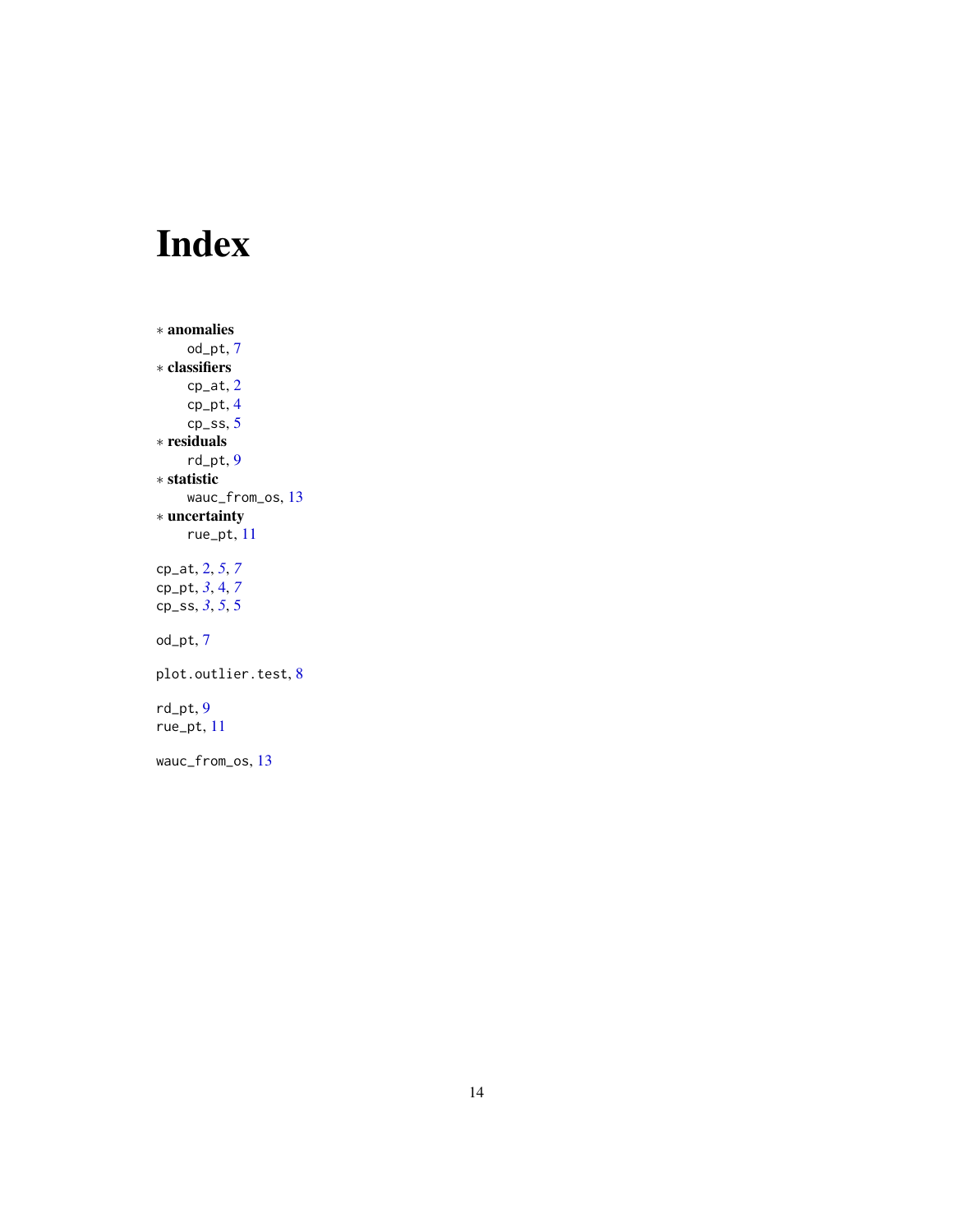# Index

∗ **anomalies**
    od_pt, 7
∗ **classifiers**
    cp_at, 2
    cp_pt, 4
    cp_ss, 5
∗ **residuals**
    rd_pt, 9
∗ **statistic**
    wauc_from_os, 13
∗ **uncertainty**
    rue_pt, 11

cp_at, 2, *5*, *7*
cp_pt, *3*, 4, *7*
cp_ss, *3*, *5*, 5

od_pt, 7

plot.outlier.test, 8

rd_pt, 9
rue_pt, 11

wauc_from_os, 13